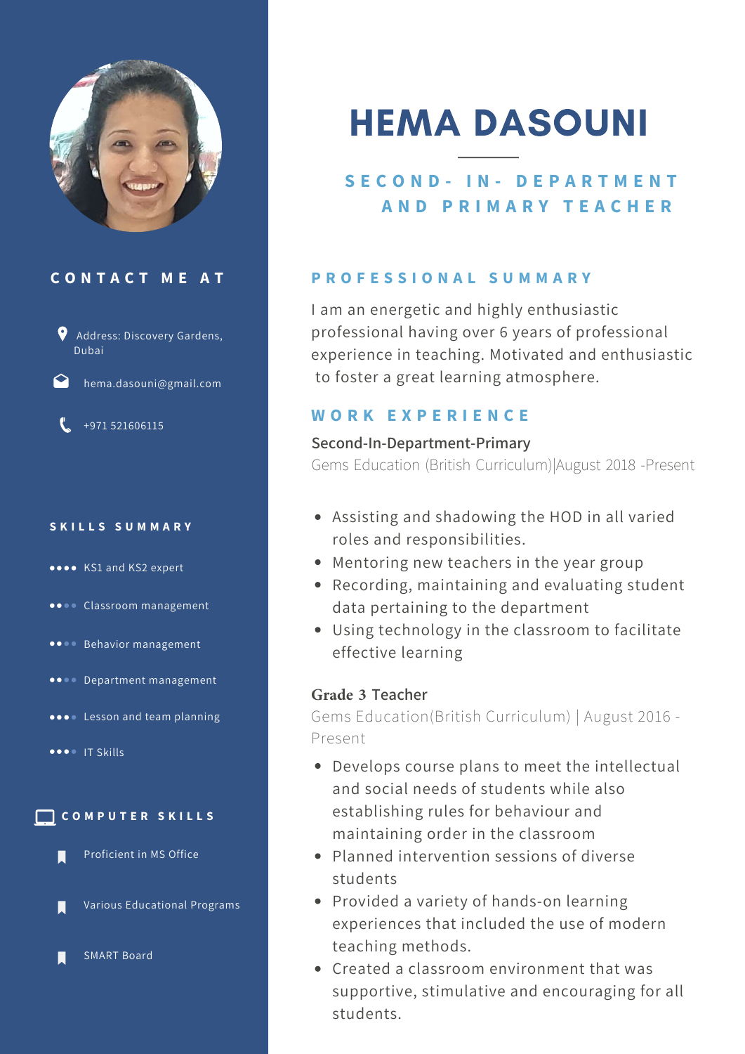# HEMA DASOUNI

## SECOND- IN- DEPARTMENT AND PRIMARY TEACHER

## CONTACT ME AT

Address: Discovery Gardens, Dubai

hema.dasouni@gmail.com

+971 521606115

## SKILLS SUMMARY

- KS1 and KS2 expert
- Classroom management
- Behavior management
- Department management
- Lesson and team planning
- IT Skills

## COMPUTER SKILLS

- Proficient in MS Office
- Various Educational Programs
- SMART Board

## PROFESSIONAL SUMMARY

I am an energetic and highly enthusiastic professional having over 6 years of professional experience in teaching. Motivated and enthusiastic to foster a great learning atmosphere.

## WORK EXPERIENCE

### Second-In-Department-Primary

Gems Education (British Curriculum)|August 2018 -Present

- Assisting and shadowing the HOD in all varied roles and responsibilities.
- Mentoring new teachers in the year group
- Recording, maintaining and evaluating student data pertaining to the department
- Using technology in the classroom to facilitate effective learning

### Grade 3 Teacher

Gems Education(British Curriculum) | August 2016 - Present

- Develops course plans to meet the intellectual and social needs of students while also establishing rules for behaviour and maintaining order in the classroom
- Planned intervention sessions of diverse students
- Provided a variety of hands-on learning experiences that included the use of modern teaching methods.
- Created a classroom environment that was supportive, stimulative and encouraging for all students.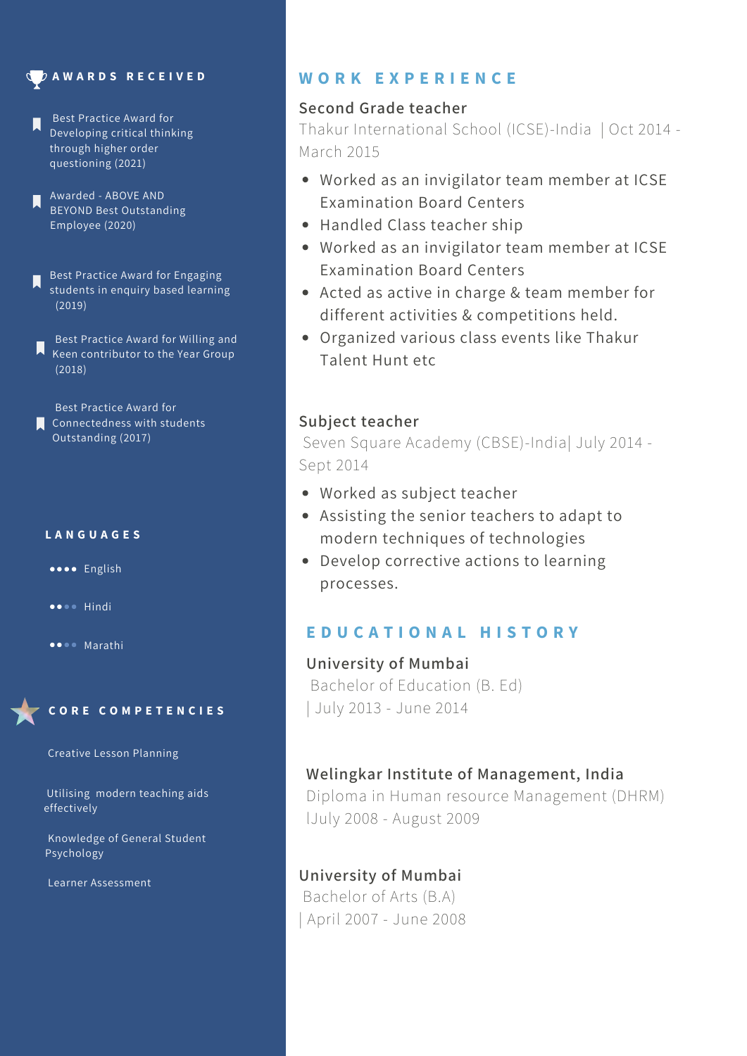## AWARDS RECEIVED

- Best Practice Award for Developing critical thinking through higher order questioning (2021)
- Awarded - ABOVE AND BEYOND Best Outstanding Employee (2020)
- Best Practice Award for Engaging students in enquiry based learning (2019)
- Best Practice Award for Willing and Keen contributor to the Year Group (2018)
- Best Practice Award for Connectedness with students Outstanding (2017)

## LANGUAGES

●●●● English

●●●● Hindi

●●●● Marathi

## CORE COMPETENCIES

Creative Lesson Planning

Utilising modern teaching aids effectively

Knowledge of General Student Psychology

Learner Assessment

## WORK EXPERIENCE

### Second Grade teacher

Thakur International School (ICSE)-India | Oct 2014 - March 2015

- Worked as an invigilator team member at ICSE Examination Board Centers
- Handled Class teacher ship
- Worked as an invigilator team member at ICSE Examination Board Centers
- Acted as active in charge & team member for different activities & competitions held.
- Organized various class events like Thakur Talent Hunt etc

### Subject teacher

Seven Square Academy (CBSE)-India| July 2014 - Sept 2014

- Worked as subject teacher
- Assisting the senior teachers to adapt to modern techniques of technologies
- Develop corrective actions to learning processes.

## EDUCATIONAL HISTORY

### University of Mumbai

Bachelor of Education (B. Ed)
| July 2013 - June 2014

### Welingkar Institute of Management, India

Diploma in Human resource Management (DHRM)
|July 2008 - August 2009

### University of Mumbai

Bachelor of Arts (B.A)
| April 2007 - June 2008